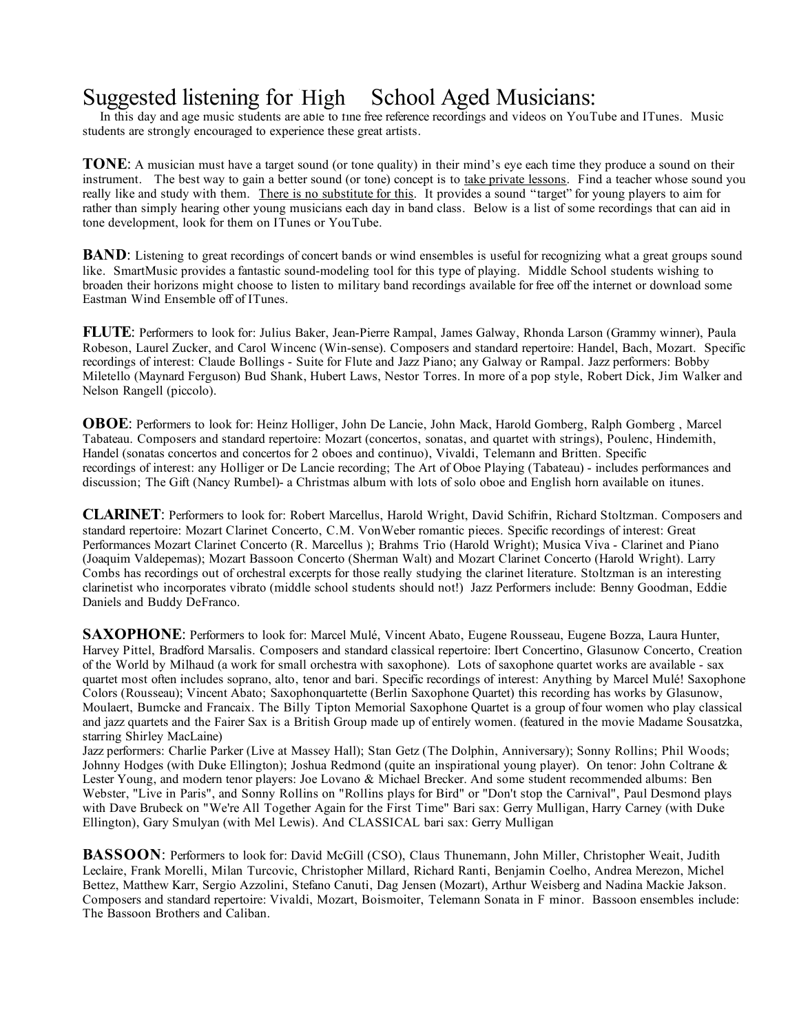# Suggested listening for High School Aged Musicians:

In this day and age music students are able to fine free reference recordings and videos on YouTube and ITunes. Music students are strongly encouraged to experience these great artists.

**TONE**: A musician must have a target sound (or tone quality) in their mind's eye each time they produce a sound on their instrument. The best way to gain a better sound (or tone) concept is to take private lessons. Find a teacher whose sound you really like and study with them. There is no substitute for this. It provides a sound "target" for young players to aim for rather than simply hearing other young musicians each day in band class. Below is a list of some recordings that can aid in tone development, look for them on ITunes or YouTube.

**BAND**: Listening to great recordings of concert bands or wind ensembles is useful for recognizing what a great groups sound like. SmartMusic provides a fantastic sound-modeling tool for this type of playing. Middle School students wishing to broaden their horizons might choose to listen to military band recordings available for free off the internet or download some Eastman Wind Ensemble off of ITunes.

**FLUTE**: Performers to look for: Julius Baker, Jean-Pierre Rampal, James Galway, Rhonda Larson (Grammy winner), Paula Robeson, Laurel Zucker, and Carol Wincenc (Win-sense). Composers and standard repertoire: Handel, Bach, Mozart. Specific recordings of interest: Claude Bollings - Suite for Flute and Jazz Piano; any Galway or Rampal. Jazz performers: Bobby Miletello (Maynard Ferguson) Bud Shank, Hubert Laws, Nestor Torres. In more of a pop style, Robert Dick, Jim Walker and Nelson Rangell (piccolo).

**OBOE**: Performers to look for: Heinz Holliger, John De Lancie, John Mack, Harold Gomberg, Ralph Gomberg , Marcel Tabateau. Composers and standard repertoire: Mozart (concertos, sonatas, and quartet with strings), Poulenc, Hindemith, Handel (sonatas concertos and concertos for 2 oboes and continuo), Vivaldi, Telemann and Britten. Specific recordings of interest: any Holliger or De Lancie recording; The Art of Oboe Playing (Tabateau) - includes performances and discussion; The Gift (Nancy Rumbel)- a Christmas album with lots of solo oboe and English horn available on itunes.

**CLARINET**: Performers to look for: Robert Marcellus, Harold Wright, David Schifrin, Richard Stoltzman. Composers and standard repertoire: Mozart Clarinet Concerto, C.M. VonWeber romantic pieces. Specific recordings of interest: Great Performances Mozart Clarinet Concerto (R. Marcellus ); Brahms Trio (Harold Wright); Musica Viva - Clarinet and Piano (Joaquim Valdepemas); Mozart Bassoon Concerto (Sherman Walt) and Mozart Clarinet Concerto (Harold Wright). Larry Combs has recordings out of orchestral excerpts for those really studying the clarinet literature. Stoltzman is an interesting clarinetist who incorporates vibrato (middle school students should not!) Jazz Performers include: Benny Goodman, Eddie Daniels and Buddy DeFranco.

**SAXOPHONE**: Performers to look for: Marcel Mulé, Vincent Abato, Eugene Rousseau, Eugene Bozza, Laura Hunter, Harvey Pittel, Bradford Marsalis. Composers and standard classical repertoire: Ibert Concertino, Glasunow Concerto, Creation of the World by Milhaud (a work for small orchestra with saxophone). Lots of saxophone quartet works are available - sax quartet most often includes soprano, alto, tenor and bari. Specific recordings of interest: Anything by Marcel Mulé! Saxophone Colors (Rousseau); Vincent Abato; Saxophonquartette (Berlin Saxophone Quartet) this recording has works by Glasunow, Moulaert, Bumcke and Francaix. The Billy Tipton Memorial Saxophone Quartet is a group of four women who play classical and jazz quartets and the Fairer Sax is a British Group made up of entirely women. (featured in the movie Madame Sousatzka, starring Shirley MacLaine)

Jazz performers: Charlie Parker (Live at Massey Hall); Stan Getz (The Dolphin, Anniversary); Sonny Rollins; Phil Woods; Johnny Hodges (with Duke Ellington); Joshua Redmond (quite an inspirational young player). On tenor: John Coltrane & Lester Young, and modern tenor players: Joe Lovano & Michael Brecker. And some student recommended albums: Ben Webster, "Live in Paris", and Sonny Rollins on "Rollins plays for Bird" or "Don't stop the Carnival", Paul Desmond plays with Dave Brubeck on "We're All Together Again for the First Time" Bari sax: Gerry Mulligan, Harry Carney (with Duke Ellington), Gary Smulyan (with Mel Lewis). And CLASSICAL bari sax: Gerry Mulligan

**BASSOON**: Performers to look for: David McGill (CSO), Claus Thunemann, John Miller, Christopher Weait, Judith Leclaire, Frank Morelli, Milan Turcovic, Christopher Millard, Richard Ranti, Benjamin Coelho, Andrea Merezon, Michel Bettez, Matthew Karr, Sergio Azzolini, Stefano Canuti, Dag Jensen (Mozart), Arthur Weisberg and Nadina Mackie Jakson. Composers and standard repertoire: Vivaldi, Mozart, Boismoiter, Telemann Sonata in F minor. Bassoon ensembles include: The Bassoon Brothers and Caliban.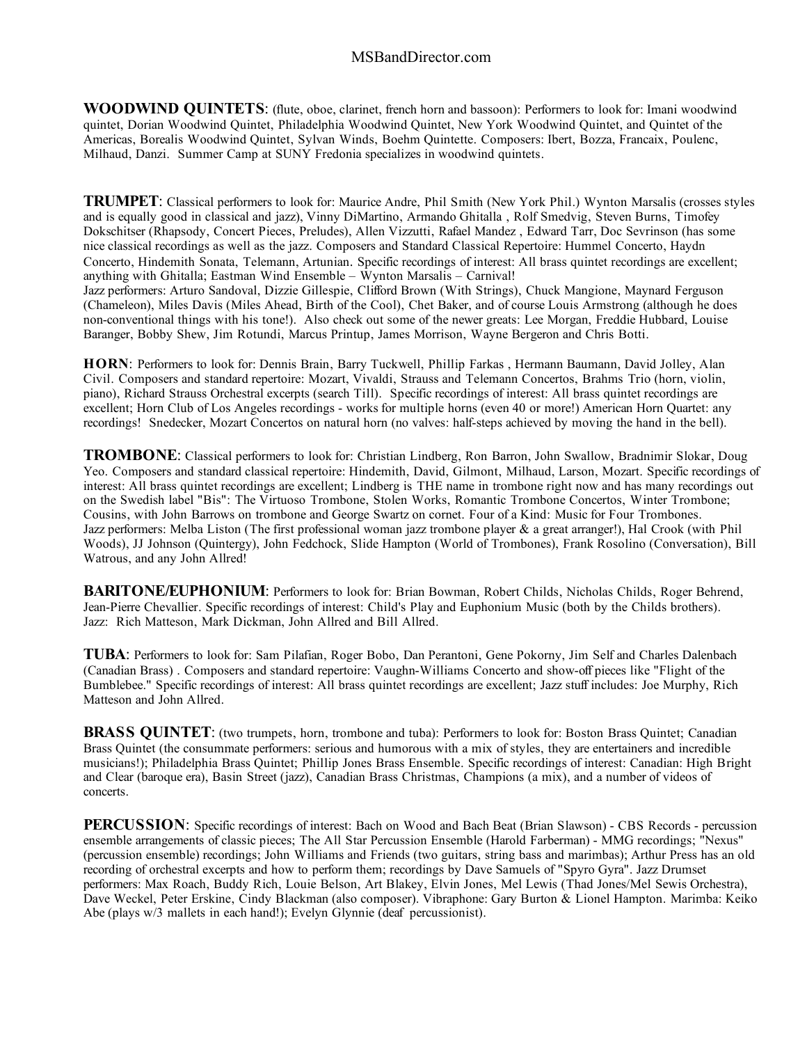**WOODWIND QUINTETS**: (flute, oboe, clarinet, french horn and bassoon): Performers to look for: Imani woodwind quintet, Dorian Woodwind Quintet, Philadelphia Woodwind Quintet, New York Woodwind Quintet, and Quintet of the Americas, Borealis Woodwind Quintet, Sylvan Winds, Boehm Quintette. Composers: Ibert, Bozza, Francaix, Poulenc, Milhaud, Danzi. Summer Camp at SUNY Fredonia specializes in woodwind quintets.

**TRUMPET**: Classical performers to look for: Maurice Andre, Phil Smith (New York Phil.) Wynton Marsalis (crosses styles and is equally good in classical and jazz), Vinny DiMartino, Armando Ghitalla , Rolf Smedvig, Steven Burns, Timofey Dokschitser (Rhapsody, Concert Pieces, Preludes), Allen Vizzutti, Rafael Mandez , Edward Tarr, Doc Sevrinson (has some nice classical recordings as well as the jazz. Composers and Standard Classical Repertoire: Hummel Concerto, Haydn Concerto, Hindemith Sonata, Telemann, Artunian. Specific recordings of interest: All brass quintet recordings are excellent; anything with Ghitalla; Eastman Wind Ensemble – Wynton Marsalis – Carnival!
Jazz performers: Arturo Sandoval, Dizzie Gillespie, Clifford Brown (With Strings), Chuck Mangione, Maynard Ferguson (Chameleon), Miles Davis (Miles Ahead, Birth of the Cool), Chet Baker, and of course Louis Armstrong (although he does non-conventional things with his tone!). Also check out some of the newer greats: Lee Morgan, Freddie Hubbard, Louise Baranger, Bobby Shew, Jim Rotundi, Marcus Printup, James Morrison, Wayne Bergeron and Chris Botti.

**HORN**: Performers to look for: Dennis Brain, Barry Tuckwell, Phillip Farkas , Hermann Baumann, David Jolley, Alan Civil. Composers and standard repertoire: Mozart, Vivaldi, Strauss and Telemann Concertos, Brahms Trio (horn, violin, piano), Richard Strauss Orchestral excerpts (search Till). Specific recordings of interest: All brass quintet recordings are excellent; Horn Club of Los Angeles recordings - works for multiple horns (even 40 or more!) American Horn Quartet: any recordings! Snedecker, Mozart Concertos on natural horn (no valves: half-steps achieved by moving the hand in the bell).

**TROMBONE**: Classical performers to look for: Christian Lindberg, Ron Barron, John Swallow, Bradnimir Slokar, Doug Yeo. Composers and standard classical repertoire: Hindemith, David, Gilmont, Milhaud, Larson, Mozart. Specific recordings of interest: All brass quintet recordings are excellent; Lindberg is THE name in trombone right now and has many recordings out on the Swedish label "Bis": The Virtuoso Trombone, Stolen Works, Romantic Trombone Concertos, Winter Trombone; Cousins, with John Barrows on trombone and George Swartz on cornet. Four of a Kind: Music for Four Trombones.
Jazz performers: Melba Liston (The first professional woman jazz trombone player & a great arranger!), Hal Crook (with Phil Woods), JJ Johnson (Quintergy), John Fedchock, Slide Hampton (World of Trombones), Frank Rosolino (Conversation), Bill Watrous, and any John Allred!

**BARITONE/EUPHONIUM**: Performers to look for: Brian Bowman, Robert Childs, Nicholas Childs, Roger Behrend, Jean-Pierre Chevallier. Specific recordings of interest: Child's Play and Euphonium Music (both by the Childs brothers). Jazz: Rich Matteson, Mark Dickman, John Allred and Bill Allred.

**TUBA**: Performers to look for: Sam Pilafian, Roger Bobo, Dan Perantoni, Gene Pokorny, Jim Self and Charles Dalenbach (Canadian Brass) . Composers and standard repertoire: Vaughn-Williams Concerto and show-off pieces like "Flight of the Bumblebee." Specific recordings of interest: All brass quintet recordings are excellent; Jazz stuff includes: Joe Murphy, Rich Matteson and John Allred.

**BRASS QUINTET**: (two trumpets, horn, trombone and tuba): Performers to look for: Boston Brass Quintet; Canadian Brass Quintet (the consummate performers: serious and humorous with a mix of styles, they are entertainers and incredible musicians!); Philadelphia Brass Quintet; Phillip Jones Brass Ensemble. Specific recordings of interest: Canadian: High Bright and Clear (baroque era), Basin Street (jazz), Canadian Brass Christmas, Champions (a mix), and a number of videos of concerts.

**PERCUSSION**: Specific recordings of interest: Bach on Wood and Bach Beat (Brian Slawson) - CBS Records - percussion ensemble arrangements of classic pieces; The All Star Percussion Ensemble (Harold Farberman) - MMG recordings; "Nexus" (percussion ensemble) recordings; John Williams and Friends (two guitars, string bass and marimbas); Arthur Press has an old recording of orchestral excerpts and how to perform them; recordings by Dave Samuels of "Spyro Gyra". Jazz Drumset performers: Max Roach, Buddy Rich, Louie Belson, Art Blakey, Elvin Jones, Mel Lewis (Thad Jones/Mel Sewis Orchestra), Dave Weckel, Peter Erskine, Cindy Blackman (also composer). Vibraphone: Gary Burton & Lionel Hampton. Marimba: Keiko Abe (plays w/3 mallets in each hand!); Evelyn Glynnie (deaf percussionist).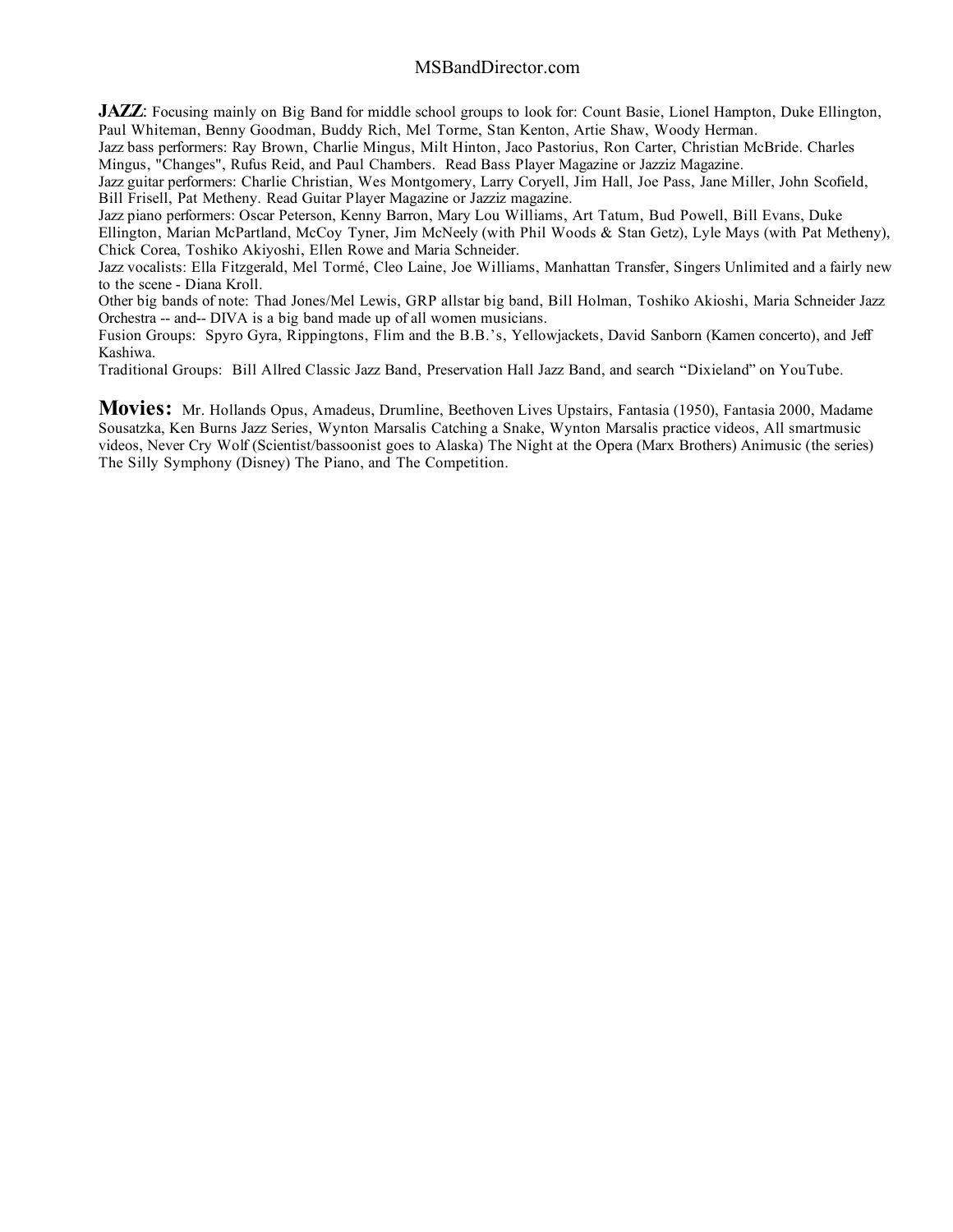**JAZZ**: Focusing mainly on Big Band for middle school groups to look for: Count Basie, Lionel Hampton, Duke Ellington, Paul Whiteman, Benny Goodman, Buddy Rich, Mel Torme, Stan Kenton, Artie Shaw, Woody Herman.

Jazz bass performers: Ray Brown, Charlie Mingus, Milt Hinton, Jaco Pastorius, Ron Carter, Christian McBride. Charles Mingus, "Changes", Rufus Reid, and Paul Chambers. Read Bass Player Magazine or Jazziz Magazine.

Jazz guitar performers: Charlie Christian, Wes Montgomery, Larry Coryell, Jim Hall, Joe Pass, Jane Miller, John Scofield, Bill Frisell, Pat Metheny. Read Guitar Player Magazine or Jazziz magazine.

Jazz piano performers: Oscar Peterson, Kenny Barron, Mary Lou Williams, Art Tatum, Bud Powell, Bill Evans, Duke Ellington, Marian McPartland, McCoy Tyner, Jim McNeely (with Phil Woods & Stan Getz), Lyle Mays (with Pat Metheny), Chick Corea, Toshiko Akiyoshi, Ellen Rowe and Maria Schneider.

Jazz vocalists: Ella Fitzgerald, Mel Tormé, Cleo Laine, Joe Williams, Manhattan Transfer, Singers Unlimited and a fairly new to the scene - Diana Kroll.

Other big bands of note: Thad Jones/Mel Lewis, GRP allstar big band, Bill Holman, Toshiko Akioshi, Maria Schneider Jazz Orchestra -- and-- DIVA is a big band made up of all women musicians.

Fusion Groups: Spyro Gyra, Rippingtons, Flim and the B.B.'s, Yellowjackets, David Sanborn (Kamen concerto), and Jeff Kashiwa.

Traditional Groups: Bill Allred Classic Jazz Band, Preservation Hall Jazz Band, and search "Dixieland" on YouTube.

**Movies:** Mr. Hollands Opus, Amadeus, Drumline, Beethoven Lives Upstairs, Fantasia (1950), Fantasia 2000, Madame Sousatzka, Ken Burns Jazz Series, Wynton Marsalis Catching a Snake, Wynton Marsalis practice videos, All smartmusic videos, Never Cry Wolf (Scientist/bassoonist goes to Alaska) The Night at the Opera (Marx Brothers) Animusic (the series) The Silly Symphony (Disney) The Piano, and The Competition.